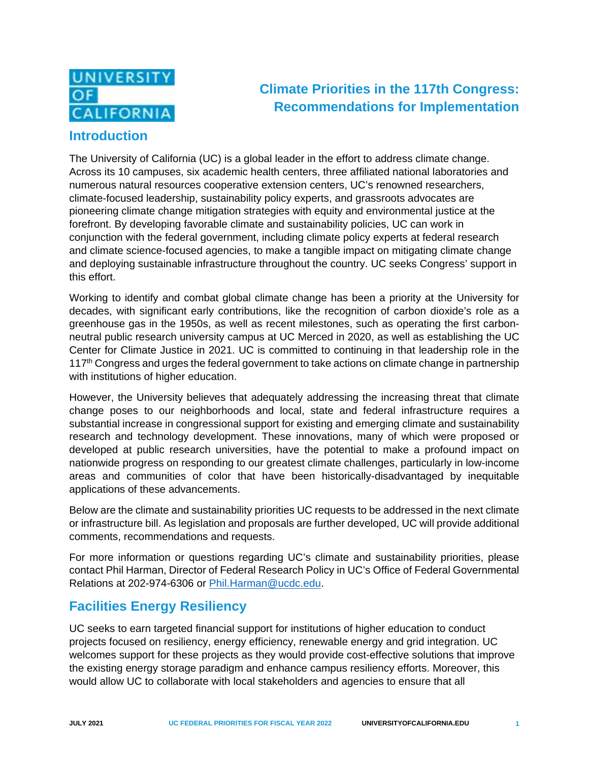# Climate Priorities in the 117th Congress: Recommendations for Implementation

## Introduction

The University of California (UC) is a global leader in the effort to address climate change. Across its 10 campuses, six academic health centers, three affiliated national laboratories and numerous natural resources cooperative extension centers, UC's renowned researchers, climate-focused leadership, sustainability policy experts, and grassroots advocates are pioneering climate change mitigation strategies with equity and environmental justice at the forefront. By developing favorable climate and sustainability policies, UC can work in conjunction with the federal government, including climate policy experts at federal research and climate science-focused agencies, to make a tangible impact on mitigating climate change and deploying sustainable infrastructure throughout the country. UC seeks Congress' support in this effort.

Working to identify and combat global climate change has been a priority at the University for decades, with significant early contributions, like the recognition of carbon dioxide's role as a greenhouse gas in the 1950s, as well as recent milestones, such as operating the first carbon-neutral public research university campus at UC Merced in 2020, as well as establishing the UC Center for Climate Justice in 2021. UC is committed to continuing in that leadership role in the 117th Congress and urges the federal government to take actions on climate change in partnership with institutions of higher education.

However, the University believes that adequately addressing the increasing threat that climate change poses to our neighborhoods and local, state and federal infrastructure requires a substantial increase in congressional support for existing and emerging climate and sustainability research and technology development. These innovations, many of which were proposed or developed at public research universities, have the potential to make a profound impact on nationwide progress on responding to our greatest climate challenges, particularly in low-income areas and communities of color that have been historically-disadvantaged by inequitable applications of these advancements.

Below are the climate and sustainability priorities UC requests to be addressed in the next climate or infrastructure bill. As legislation and proposals are further developed, UC will provide additional comments, recommendations and requests.

For more information or questions regarding UC's climate and sustainability priorities, please contact Phil Harman, Director of Federal Research Policy in UC's Office of Federal Governmental Relations at 202-974-6306 or Phil.Harman@ucdc.edu.

## Facilities Energy Resiliency

UC seeks to earn targeted financial support for institutions of higher education to conduct projects focused on resiliency, energy efficiency, renewable energy and grid integration. UC welcomes support for these projects as they would provide cost-effective solutions that improve the existing energy storage paradigm and enhance campus resiliency efforts. Moreover, this would allow UC to collaborate with local stakeholders and agencies to ensure that all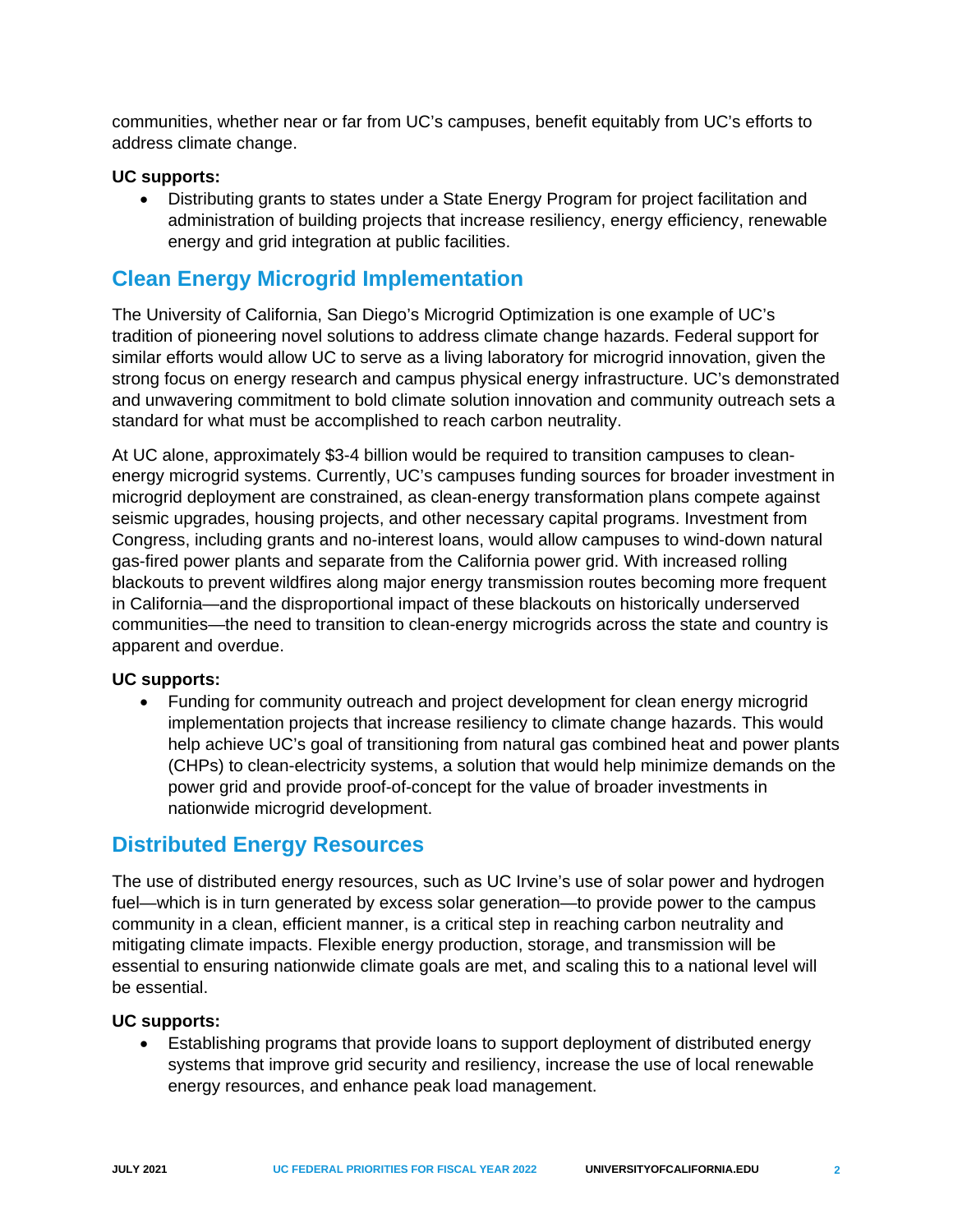communities, whether near or far from UC's campuses, benefit equitably from UC's efforts to address climate change.

**UC supports:**

- Distributing grants to states under a State Energy Program for project facilitation and administration of building projects that increase resiliency, energy efficiency, renewable energy and grid integration at public facilities.

## Clean Energy Microgrid Implementation

The University of California, San Diego's Microgrid Optimization is one example of UC's tradition of pioneering novel solutions to address climate change hazards. Federal support for similar efforts would allow UC to serve as a living laboratory for microgrid innovation, given the strong focus on energy research and campus physical energy infrastructure. UC's demonstrated and unwavering commitment to bold climate solution innovation and community outreach sets a standard for what must be accomplished to reach carbon neutrality.

At UC alone, approximately $3-4 billion would be required to transition campuses to clean-energy microgrid systems. Currently, UC's campuses funding sources for broader investment in microgrid deployment are constrained, as clean-energy transformation plans compete against seismic upgrades, housing projects, and other necessary capital programs. Investment from Congress, including grants and no-interest loans, would allow campuses to wind-down natural gas-fired power plants and separate from the California power grid. With increased rolling blackouts to prevent wildfires along major energy transmission routes becoming more frequent in California—and the disproportional impact of these blackouts on historically underserved communities—the need to transition to clean-energy microgrids across the state and country is apparent and overdue.

**UC supports:**

- Funding for community outreach and project development for clean energy microgrid implementation projects that increase resiliency to climate change hazards. This would help achieve UC's goal of transitioning from natural gas combined heat and power plants (CHPs) to clean-electricity systems, a solution that would help minimize demands on the power grid and provide proof-of-concept for the value of broader investments in nationwide microgrid development.

## Distributed Energy Resources

The use of distributed energy resources, such as UC Irvine's use of solar power and hydrogen fuel—which is in turn generated by excess solar generation—to provide power to the campus community in a clean, efficient manner, is a critical step in reaching carbon neutrality and mitigating climate impacts. Flexible energy production, storage, and transmission will be essential to ensuring nationwide climate goals are met, and scaling this to a national level will be essential.

**UC supports:**

- Establishing programs that provide loans to support deployment of distributed energy systems that improve grid security and resiliency, increase the use of local renewable energy resources, and enhance peak load management.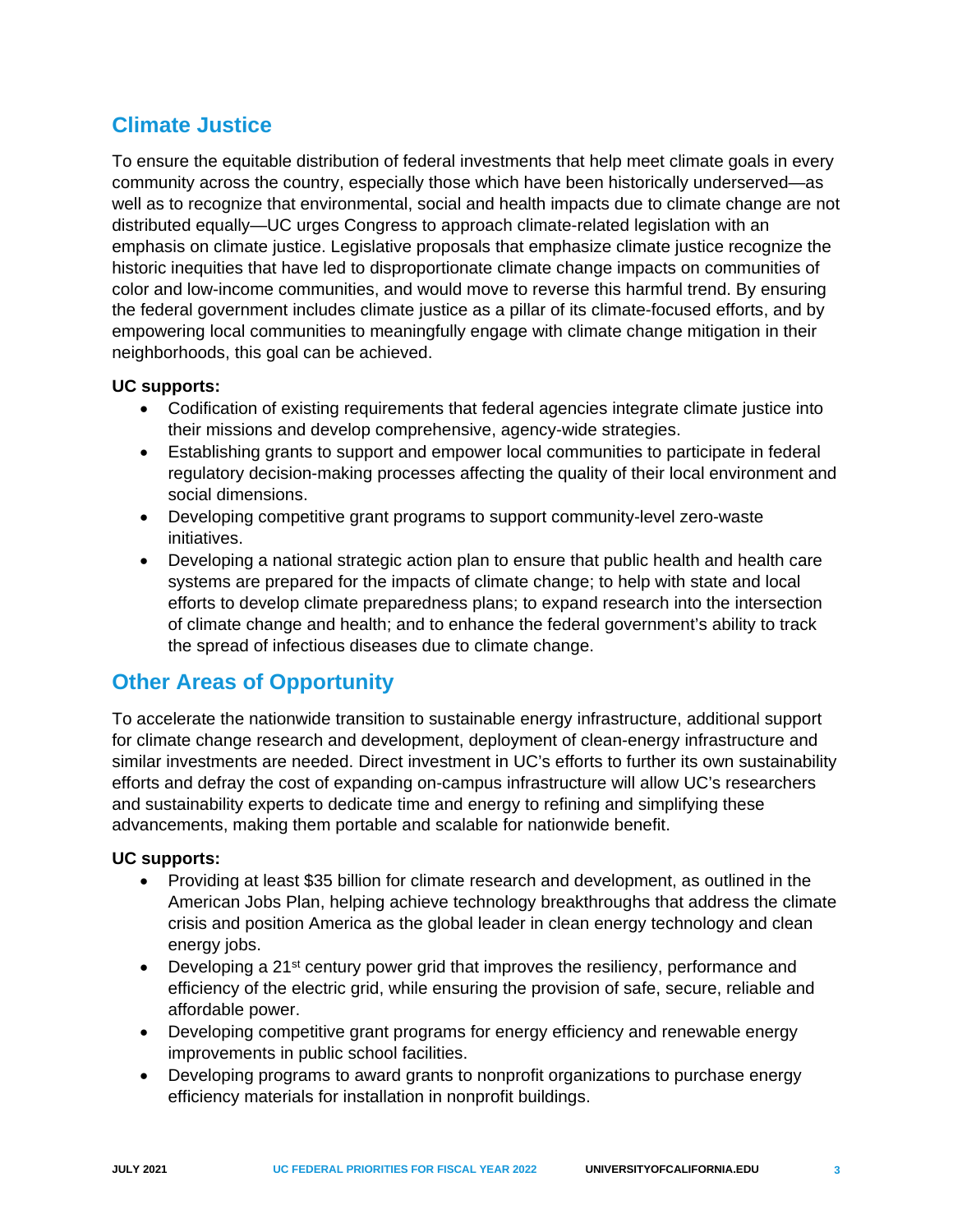## Climate Justice

To ensure the equitable distribution of federal investments that help meet climate goals in every community across the country, especially those which have been historically underserved—as well as to recognize that environmental, social and health impacts due to climate change are not distributed equally—UC urges Congress to approach climate-related legislation with an emphasis on climate justice. Legislative proposals that emphasize climate justice recognize the historic inequities that have led to disproportionate climate change impacts on communities of color and low-income communities, and would move to reverse this harmful trend. By ensuring the federal government includes climate justice as a pillar of its climate-focused efforts, and by empowering local communities to meaningfully engage with climate change mitigation in their neighborhoods, this goal can be achieved.

**UC supports:**

- Codification of existing requirements that federal agencies integrate climate justice into their missions and develop comprehensive, agency-wide strategies.
- Establishing grants to support and empower local communities to participate in federal regulatory decision-making processes affecting the quality of their local environment and social dimensions.
- Developing competitive grant programs to support community-level zero-waste initiatives.
- Developing a national strategic action plan to ensure that public health and health care systems are prepared for the impacts of climate change; to help with state and local efforts to develop climate preparedness plans; to expand research into the intersection of climate change and health; and to enhance the federal government's ability to track the spread of infectious diseases due to climate change.

## Other Areas of Opportunity

To accelerate the nationwide transition to sustainable energy infrastructure, additional support for climate change research and development, deployment of clean-energy infrastructure and similar investments are needed. Direct investment in UC's efforts to further its own sustainability efforts and defray the cost of expanding on-campus infrastructure will allow UC's researchers and sustainability experts to dedicate time and energy to refining and simplifying these advancements, making them portable and scalable for nationwide benefit.

**UC supports:**

- Providing at least $35 billion for climate research and development, as outlined in the American Jobs Plan, helping achieve technology breakthroughs that address the climate crisis and position America as the global leader in clean energy technology and clean energy jobs.
- Developing a 21st century power grid that improves the resiliency, performance and efficiency of the electric grid, while ensuring the provision of safe, secure, reliable and affordable power.
- Developing competitive grant programs for energy efficiency and renewable energy improvements in public school facilities.
- Developing programs to award grants to nonprofit organizations to purchase energy efficiency materials for installation in nonprofit buildings.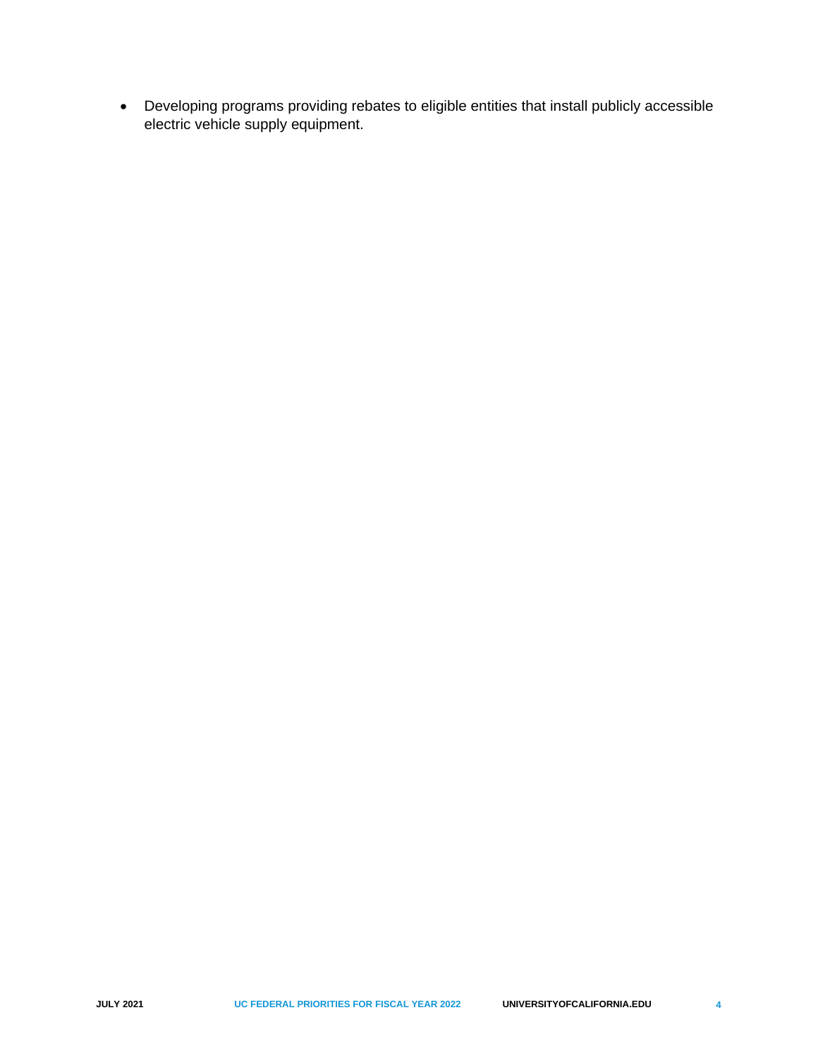- Developing programs providing rebates to eligible entities that install publicly accessible electric vehicle supply equipment.